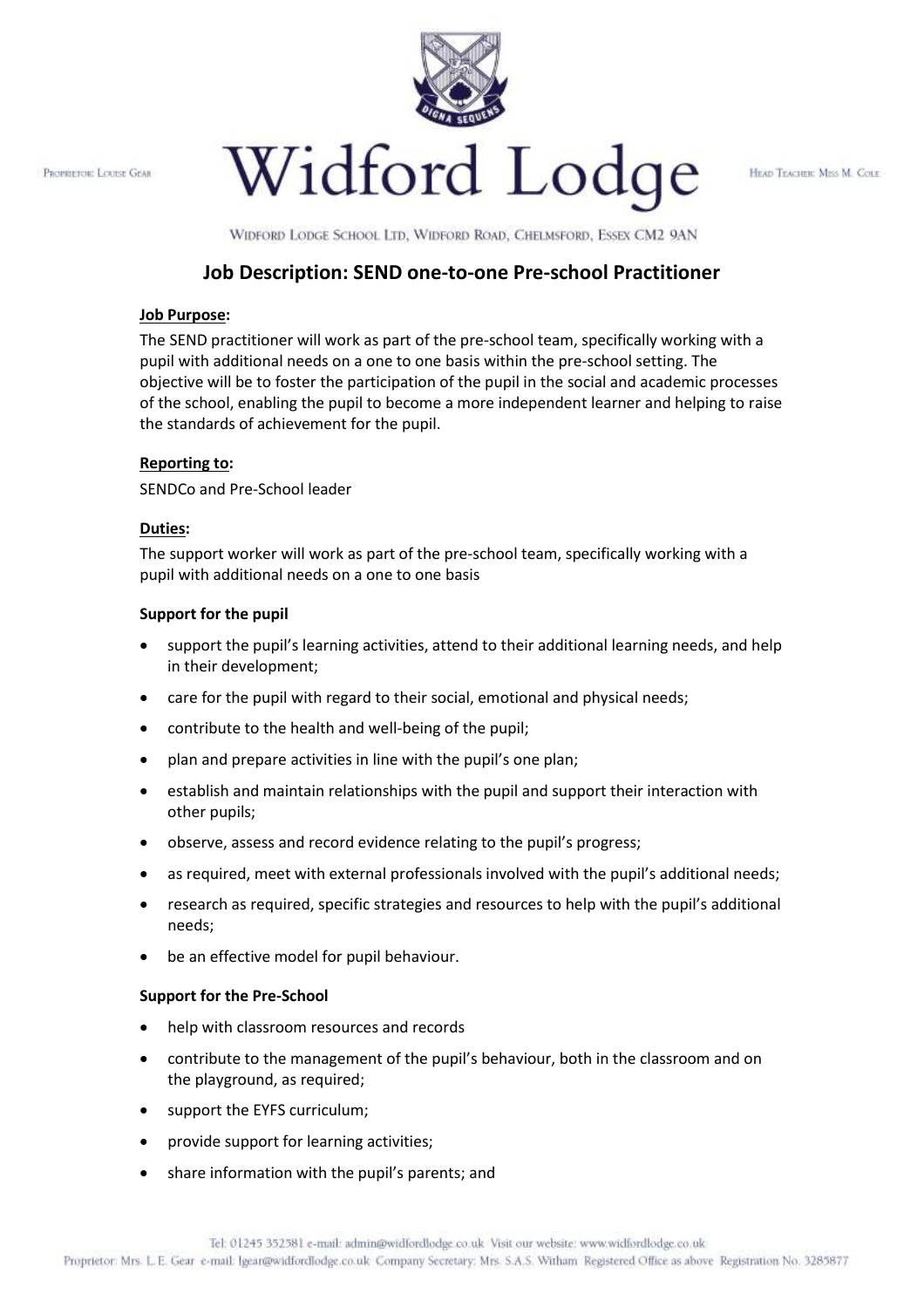Proprietor: Louise Gear

# Widford Lodge

Head Teacher: Miss M. Cole

Widford Lodge School Ltd, Widford Road, Chelmsford, Essex CM2 9AN

## Job Description: SEND one-to-one Pre-school Practitioner

**Job Purpose:**

The SEND practitioner will work as part of the pre-school team, specifically working with a pupil with additional needs on a one to one basis within the pre-school setting. The objective will be to foster the participation of the pupil in the social and academic processes of the school, enabling the pupil to become a more independent learner and helping to raise the standards of achievement for the pupil.

**Reporting to:**

SENDCo and Pre-School leader

**Duties:**

The support worker will work as part of the pre-school team, specifically working with a pupil with additional needs on a one to one basis

**Support for the pupil**

- support the pupil's learning activities, attend to their additional learning needs, and help in their development;
- care for the pupil with regard to their social, emotional and physical needs;
- contribute to the health and well-being of the pupil;
- plan and prepare activities in line with the pupil's one plan;
- establish and maintain relationships with the pupil and support their interaction with other pupils;
- observe, assess and record evidence relating to the pupil's progress;
- as required, meet with external professionals involved with the pupil's additional needs;
- research as required, specific strategies and resources to help with the pupil's additional needs;
- be an effective model for pupil behaviour.

**Support for the Pre-School**

- help with classroom resources and records
- contribute to the management of the pupil's behaviour, both in the classroom and on the playground, as required;
- support the EYFS curriculum;
- provide support for learning activities;
- share information with the pupil's parents; and

Tel: 01245 352581 e-mail: admin@widfordlodge.co.uk Visit our website: www.widfordlodge.co.uk
Proprietor: Mrs. L.E. Gear e-mail: lgear@widfordlodge.co.uk Company Secretary: Mrs. S.A.S. Witham Registered Office as above Registration No. 3285877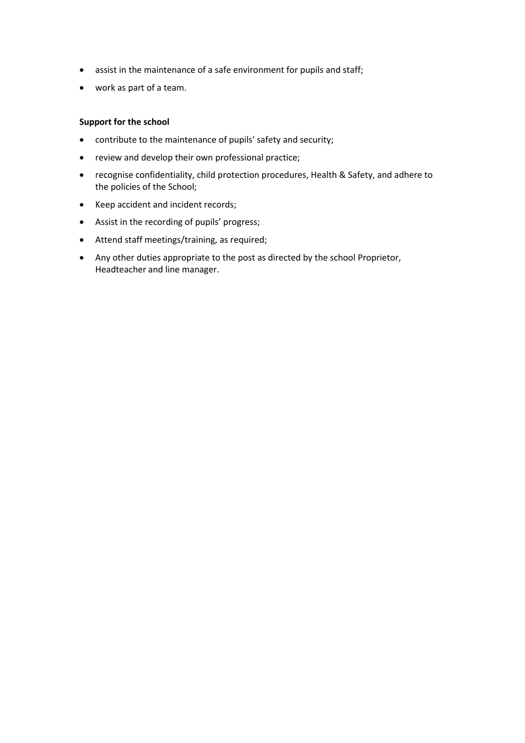- assist in the maintenance of a safe environment for pupils and staff;
- work as part of a team.

**Support for the school**

- contribute to the maintenance of pupils' safety and security;
- review and develop their own professional practice;
- recognise confidentiality, child protection procedures, Health & Safety, and adhere to the policies of the School;
- Keep accident and incident records;
- Assist in the recording of pupils' progress;
- Attend staff meetings/training, as required;
- Any other duties appropriate to the post as directed by the school Proprietor, Headteacher and line manager.